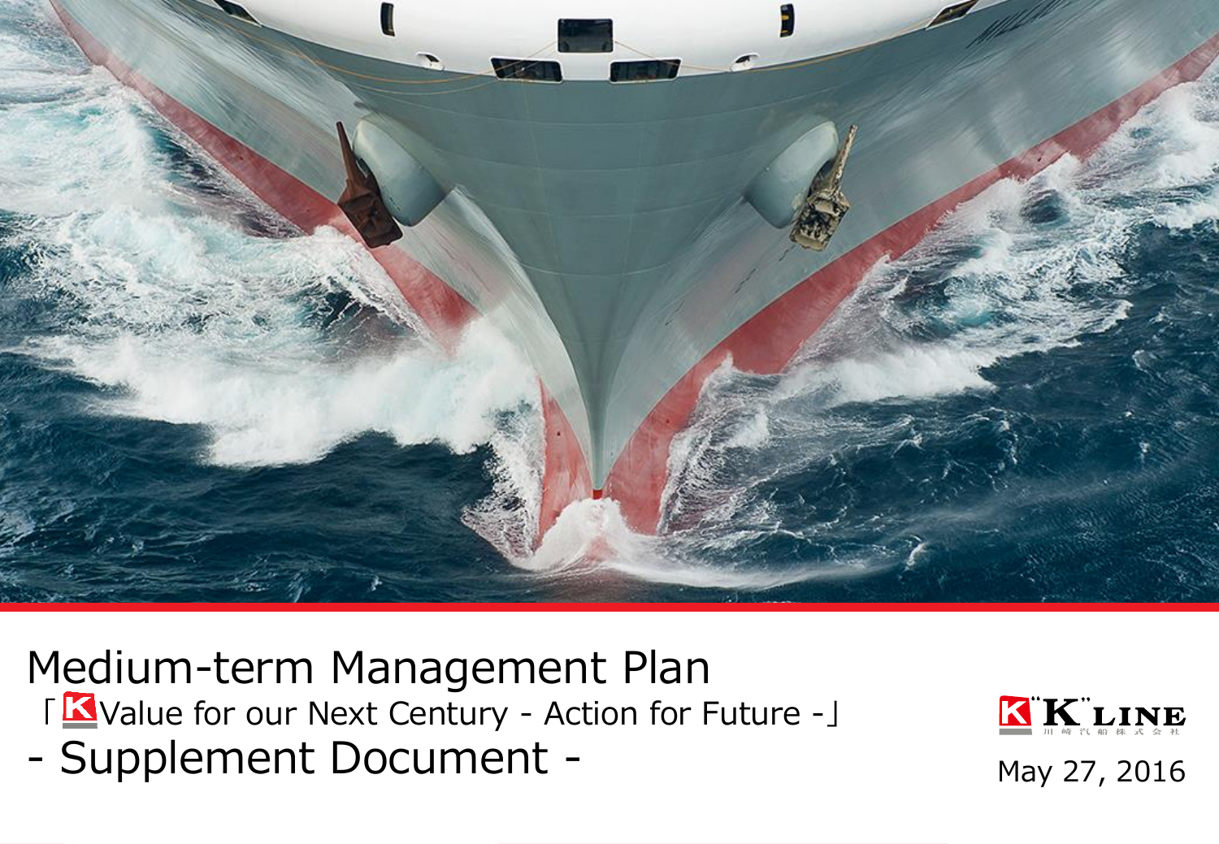# Medium-term Management Plan

「K Value for our Next Century - Action for Future -」

# - Supplement Document -

"K" LINE

May 27, 2016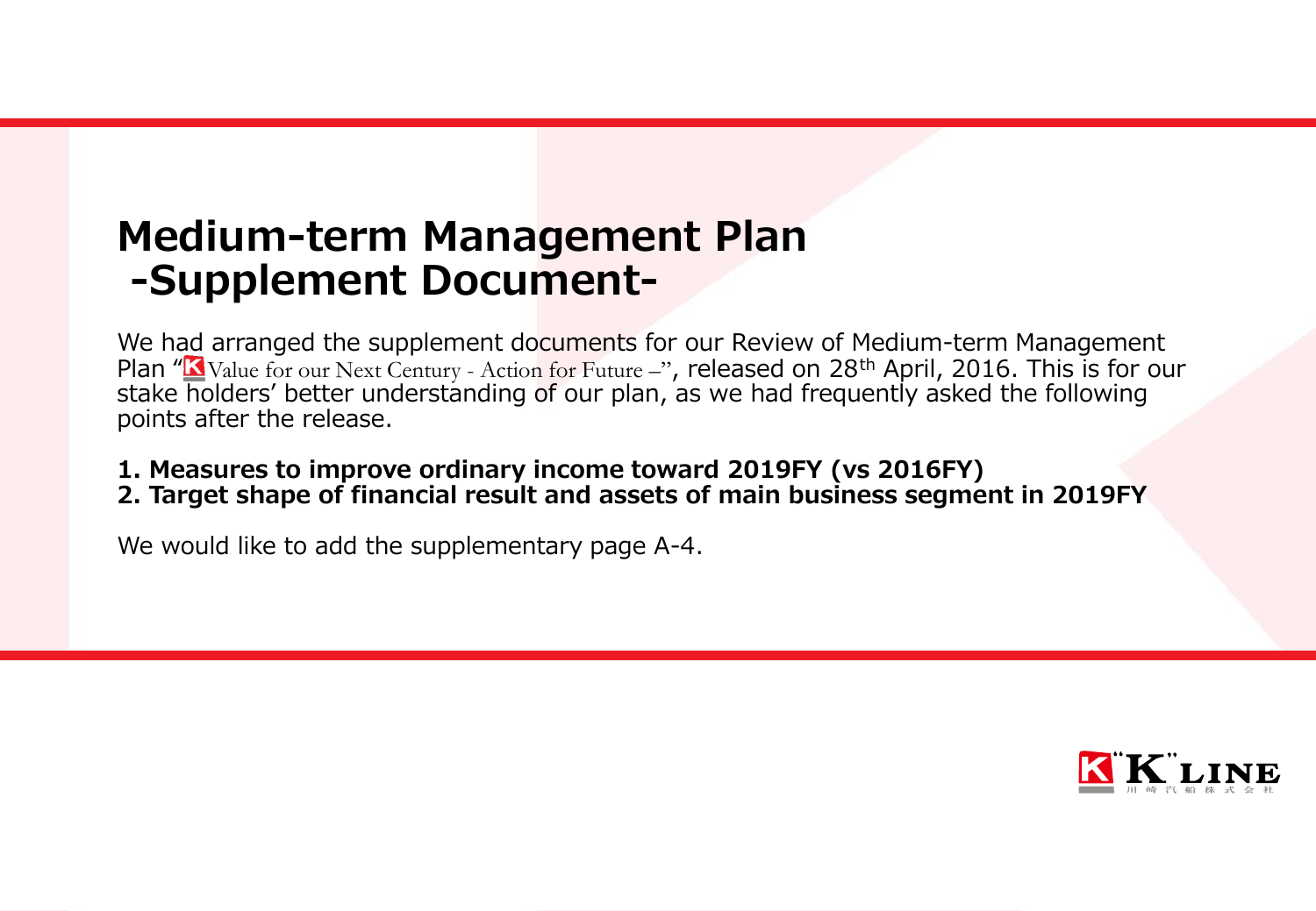# Medium-term Management Plan
# -Supplement Document-

We had arranged the supplement documents for our Review of Medium-term Management Plan "K Value for our Next Century - Action for Future –", released on 28th April, 2016. This is for our stake holders' better understanding of our plan, as we had frequently asked the following points after the release.

**1. Measures to improve ordinary income toward 2019FY (vs 2016FY)**
**2. Target shape of financial result and assets of main business segment in 2019FY**

We would like to add the supplementary page A-4.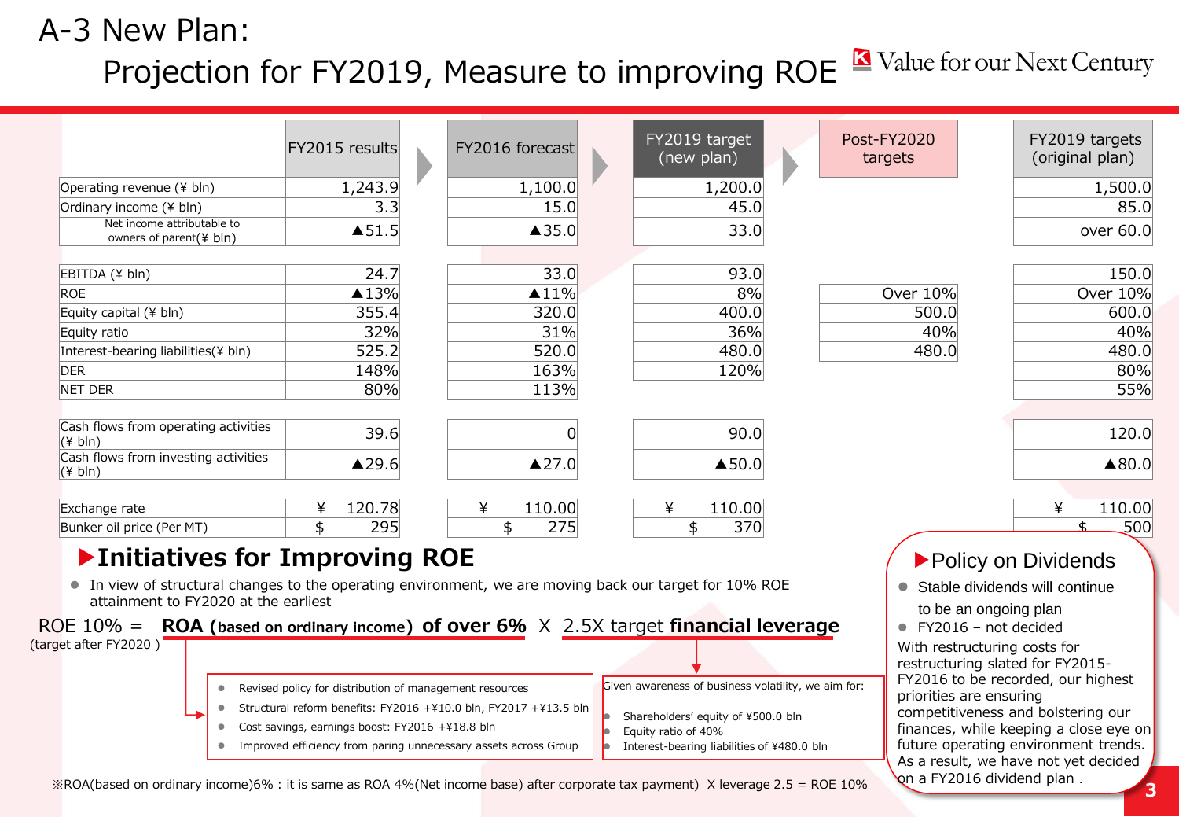# A-3 New Plan: Projection for FY2019, Measure to improving ROE

| | FY2015 results | FY2016 forecast | FY2019 target (new plan) | Post-FY2020 targets | FY2019 targets (original plan) |
|---|---|---|---|---|---|
| Operating revenue (¥ bln) | 1,243.9 | 1,100.0 | 1,200.0 | | 1,500.0 |
| Ordinary income (¥ bln) | 3.3 | 15.0 | 45.0 | | 85.0 |
| Net income attributable to owners of parent(¥ bln) | ▲51.5 | ▲35.0 | 33.0 | | over 60.0 |
| EBITDA (¥ bln) | 24.7 | 33.0 | 93.0 | | 150.0 |
| ROE | ▲13% | ▲11% | 8% | Over 10% | Over 10% |
| Equity capital (¥ bln) | 355.4 | 320.0 | 400.0 | 500.0 | 600.0 |
| Equity ratio | 32% | 31% | 36% | 40% | 40% |
| Interest-bearing liabilities(¥ bln) | 525.2 | 520.0 | 480.0 | 480.0 | 480.0 |
| DER | 148% | 163% | 120% | | 80% |
| NET DER | 80% | 113% | | | 55% |
| Cash flows from operating activities (¥ bln) | 39.6 | 0 | 90.0 | | 120.0 |
| Cash flows from investing activities (¥ bln) | ▲29.6 | ▲27.0 | ▲50.0 | | ▲80.0 |
| Exchange rate | ¥ 120.78 | ¥ 110.00 | ¥ 110.00 | | ¥ 110.00 |
| Bunker oil price (Per MT) | $ 295 | $ 275 | $ 370 | | $ 500 |

## ▶Initiatives for Improving ROE

- In view of structural changes to the operating environment, we are moving back our target for 10% ROE attainment to FY2020 at the earliest

ROE 10% = **ROA (based on ordinary income) of over 6%** X 2.5X target **financial leverage**
(target after FY2020 )

- Revised policy for distribution of management resources
- Structural reform benefits: FY2016 +¥10.0 bln, FY2017 +¥13.5 bln
- Cost savings, earnings boost: FY2016 +¥18.8 bln
- Improved efficiency from paring unnecessary assets across Group

Given awareness of business volatility, we aim for:

- Shareholders' equity of ¥500.0 bln
- Equity ratio of 40%
- Interest-bearing liabilities of ¥480.0 bln

※ROA(based on ordinary income)6% : it is same as ROA 4%(Net income base) after corporate tax payment) X leverage 2.5 = ROE 10%

## ▶Policy on Dividends

- Stable dividends will continue to be an ongoing plan
- FY2016 – not decided

With restructuring costs for restructuring slated for FY2015-FY2016 to be recorded, our highest priorities are ensuring competitiveness and bolstering our finances, while keeping a close eye on future operating environment trends. As a result, we have not yet decided on a FY2016 dividend plan .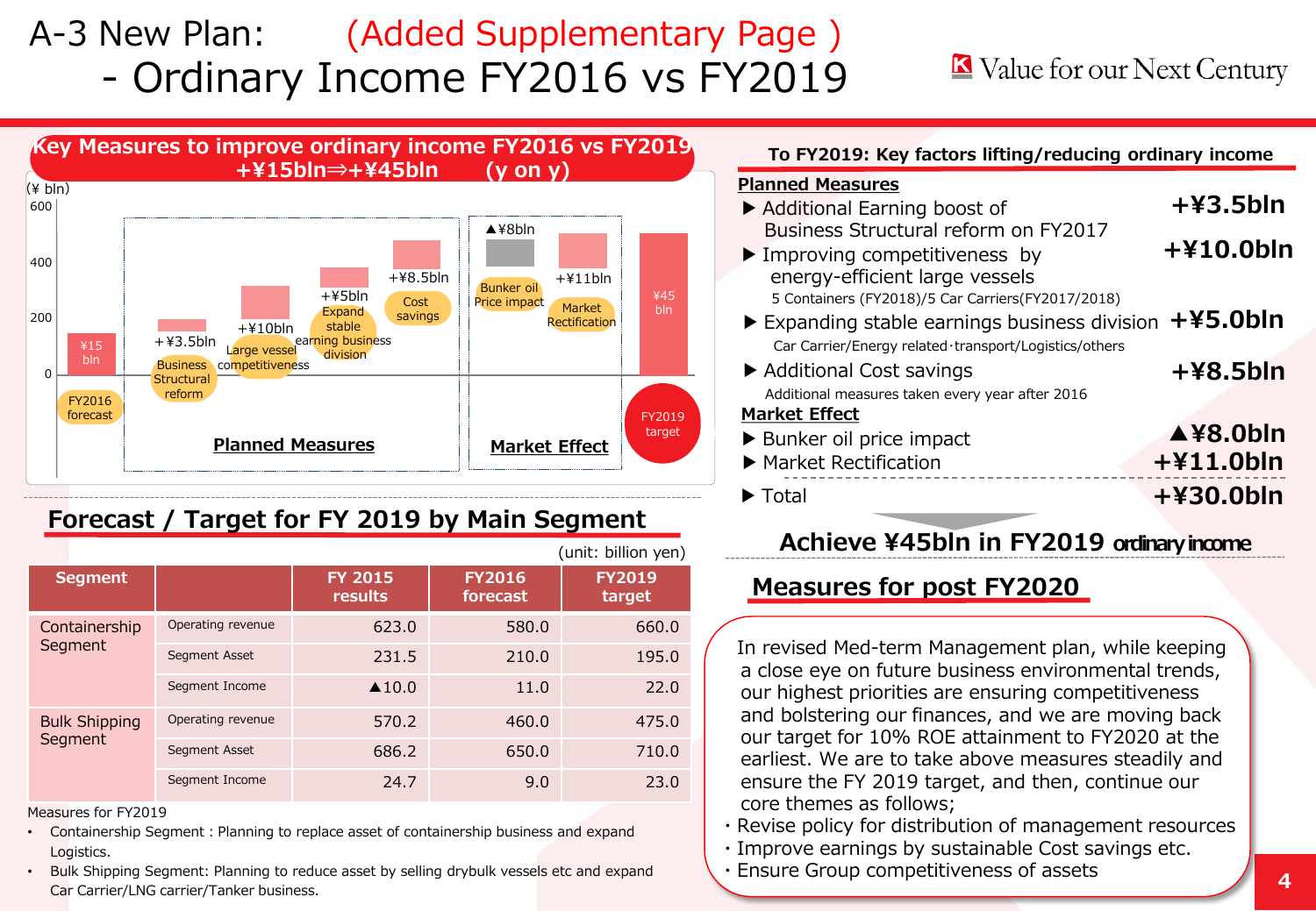# A-3 New Plan: (Added Supplementary Page ) - Ordinary Income FY2016 vs FY2019

Value for our Next Century

## Key Measures to improve ordinary income FY2016 vs FY2019 +¥15bln⇒+¥45bln (y on y)

(¥ bln)

- FY2016 forecast: ¥15 bln
- Business Structural reform: +¥3.5bln
- Large vessel competitiveness: +¥10bln
- Expand stable earning business division: +¥5bln
- Cost savings: +¥8.5bln
- Bunker oil Price impact: ▲¥8bln
- Market Rectification: +¥11bln
- FY2019 target: ¥45 bln

Planned Measures | Market Effect

## To FY2019: Key factors lifting/reducing ordinary income

**Planned Measures**

- ▶ Additional Earning boost of Business Structural reform on FY2017 **+¥3.5bln**
- ▶ Improving competitiveness by energy-efficient large vessels **+¥10.0bln**
  5 Containers (FY2018)/5 Car Carriers(FY2017/2018)
- ▶ Expanding stable earnings business division **+¥5.0bln**
  Car Carrier/Energy related·transport/Logistics/others
- ▶ Additional Cost savings **+¥8.5bln**
  Additional measures taken every year after 2016

**Market Effect**

- ▶ Bunker oil price impact **▲¥8.0bln**
- ▶ Market Rectification **+¥11.0bln**

- ▶ Total **+¥30.0bln**

**Achieve ¥45bln in FY2019 ordinary income**

## Forecast / Target for FY 2019 by Main Segment

(unit: billion yen)

| Segment | | FY 2015 results | FY2016 forecast | FY2019 target |
|---|---|---|---|---|
| Containership Segment | Operating revenue | 623.0 | 580.0 | 660.0 |
| | Segment Asset | 231.5 | 210.0 | 195.0 |
| | Segment Income | ▲10.0 | 11.0 | 22.0 |
| Bulk Shipping Segment | Operating revenue | 570.2 | 460.0 | 475.0 |
| | Segment Asset | 686.2 | 650.0 | 710.0 |
| | Segment Income | 24.7 | 9.0 | 23.0 |

Measures for FY2019

- Containership Segment : Planning to replace asset of containership business and expand Logistics.
- Bulk Shipping Segment: Planning to reduce asset by selling drybulk vessels etc and expand Car Carrier/LNG carrier/Tanker business.

## Measures for post FY2020

In revised Med-term Management plan, while keeping a close eye on future business environmental trends, our highest priorities are ensuring competitiveness and bolstering our finances, and we are moving back our target for 10% ROE attainment to FY2020 at the earliest. We are to take above measures steadily and ensure the FY 2019 target, and then, continue our core themes as follows;

- Revise policy for distribution of management resources
- Improve earnings by sustainable Cost savings etc.
- Ensure Group competitiveness of assets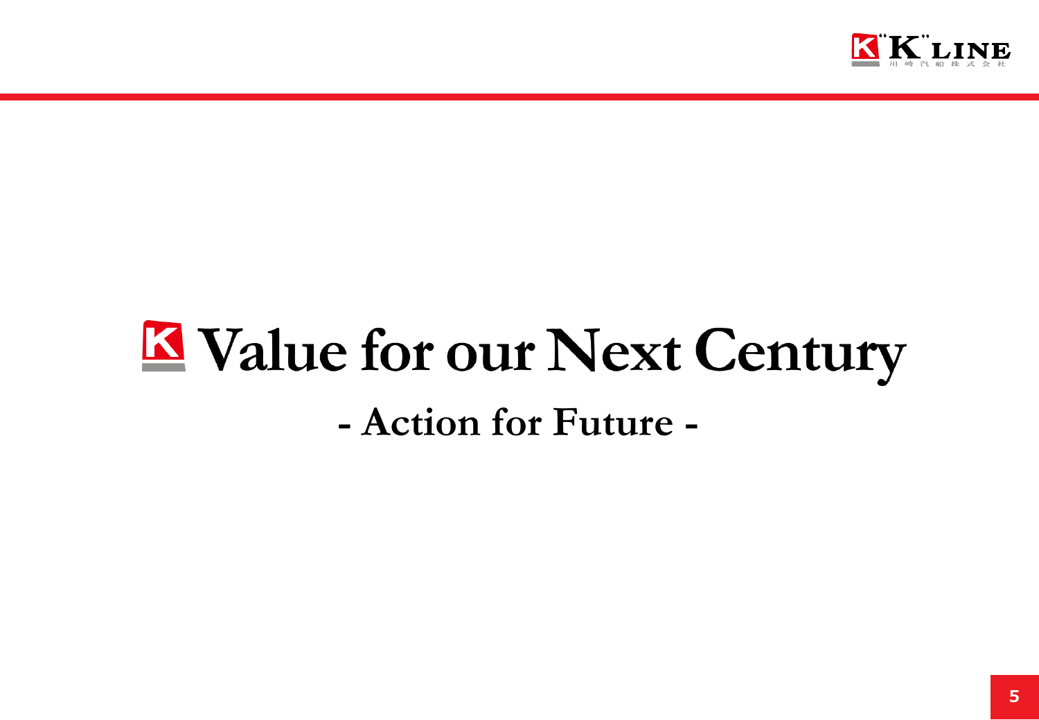# Value for our Next Century

## - Action for Future -